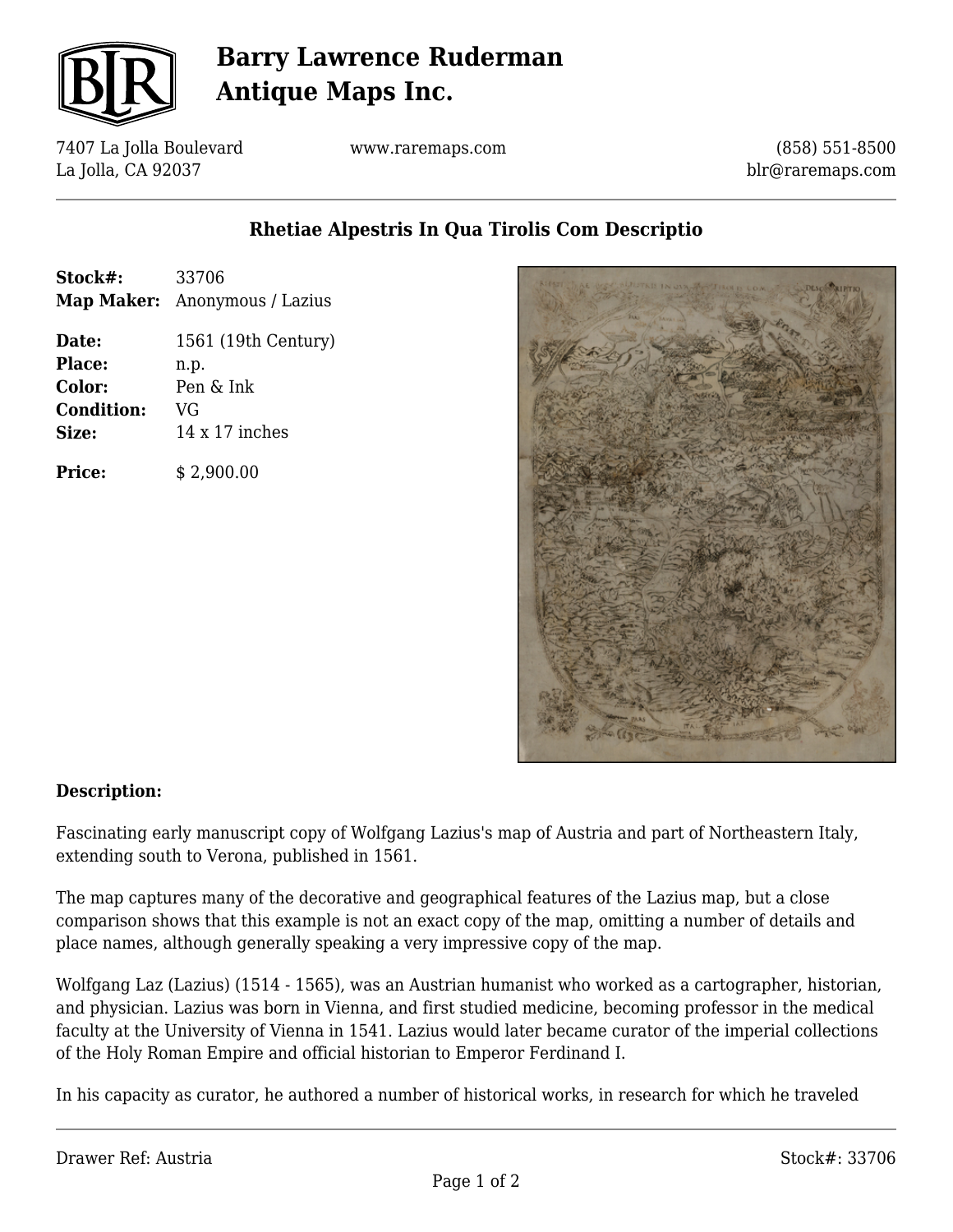# Barry Lawrence Ruderman Antique Maps Inc.

7407 La Jolla Boulevard
La Jolla, CA 92037

www.raremaps.com

(858) 551-8500
blr@raremaps.com

## Rhetiae Alpestris In Qua Tirolis Com Descriptio

**Stock#:** 33706
**Map Maker:** Anonymous / Lazius

**Date:** 1561 (19th Century)
**Place:** n.p.
**Color:** Pen & Ink
**Condition:** VG
**Size:** 14 x 17 inches

**Price:** $ 2,900.00

### Description:

Fascinating early manuscript copy of Wolfgang Lazius's map of Austria and part of Northeastern Italy, extending south to Verona, published in 1561.

The map captures many of the decorative and geographical features of the Lazius map, but a close comparison shows that this example is not an exact copy of the map, omitting a number of details and place names, although generally speaking a very impressive copy of the map.

Wolfgang Laz (Lazius) (1514 - 1565), was an Austrian humanist who worked as a cartographer, historian, and physician. Lazius was born in Vienna, and first studied medicine, becoming professor in the medical faculty at the University of Vienna in 1541. Lazius would later became curator of the imperial collections of the Holy Roman Empire and official historian to Emperor Ferdinand I.

In his capacity as curator, he authored a number of historical works, in research for which he traveled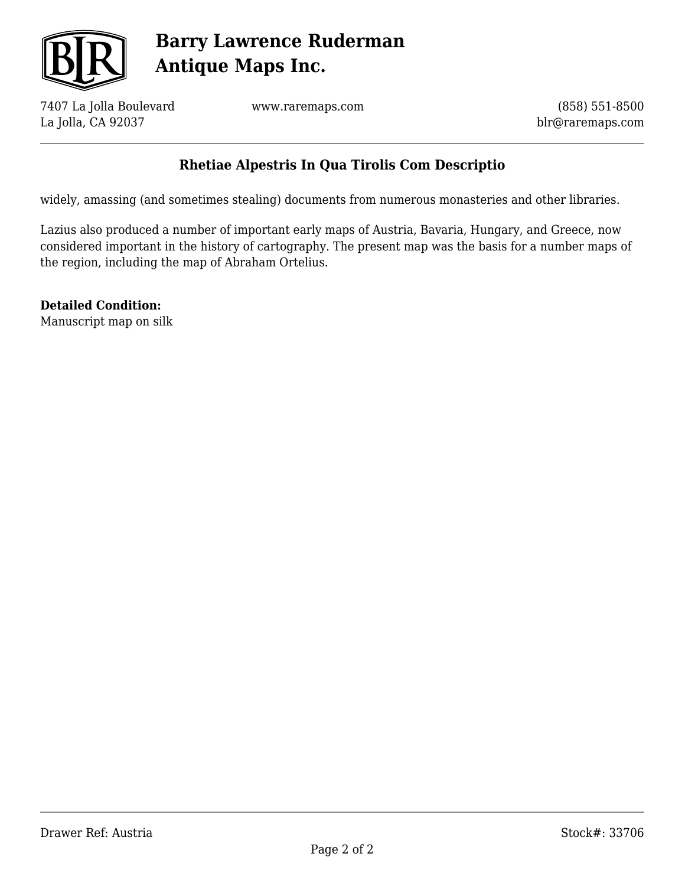widely, amassing (and sometimes stealing) documents from numerous monasteries and other libraries.

Lazius also produced a number of important early maps of Austria, Bavaria, Hungary, and Greece, now considered important in the history of cartography. The present map was the basis for a number maps of the region, including the map of Abraham Ortelius.

**Detailed Condition:**
Manuscript map on silk